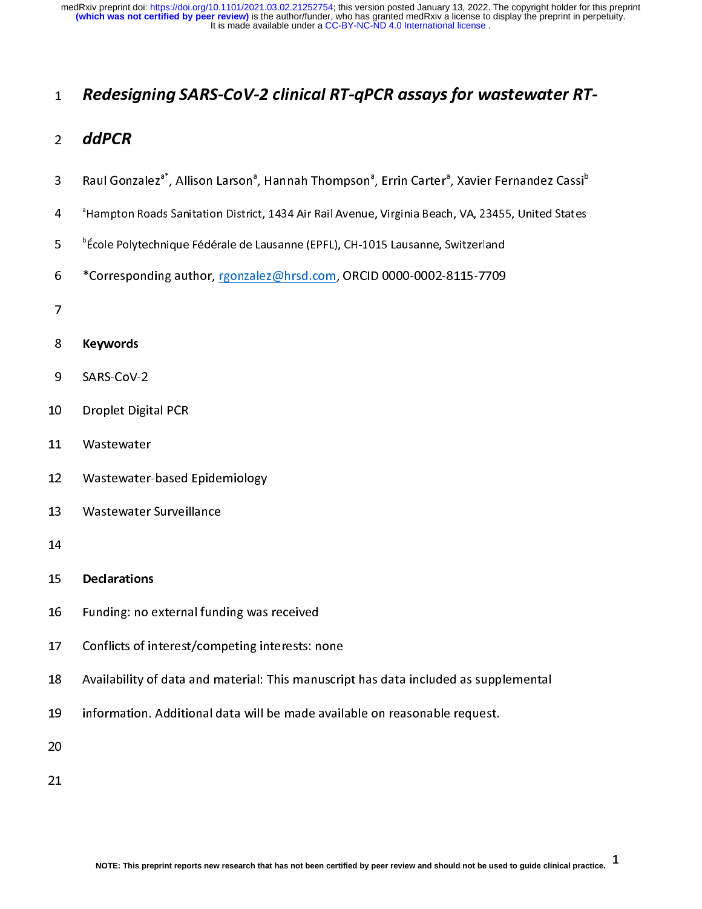# *Redesigning SARS-CoV-2 clinical RT-qPCR assays for wastewater RT-ddPCR*

Raul Gonzalez[a*], Allison Larson[a], Hannah Thompson[a], Errin Carter[a], Xavier Fernandez Cassi[b]

[a]Hampton Roads Sanitation District, 1434 Air Rail Avenue, Virginia Beach, VA, 23455, United States

[b]École Polytechnique Fédérale de Lausanne (EPFL), CH-1015 Lausanne, Switzerland

*Corresponding author, rgonzalez@hrsd.com, ORCID 0000-0002-8115-7709

**Keywords**

SARS-CoV-2

Droplet Digital PCR

Wastewater

Wastewater-based Epidemiology

Wastewater Surveillance

**Declarations**

Funding: no external funding was received

Conflicts of interest/competing interests: none

Availability of data and material: This manuscript has data included as supplemental information. Additional data will be made available on reasonable request.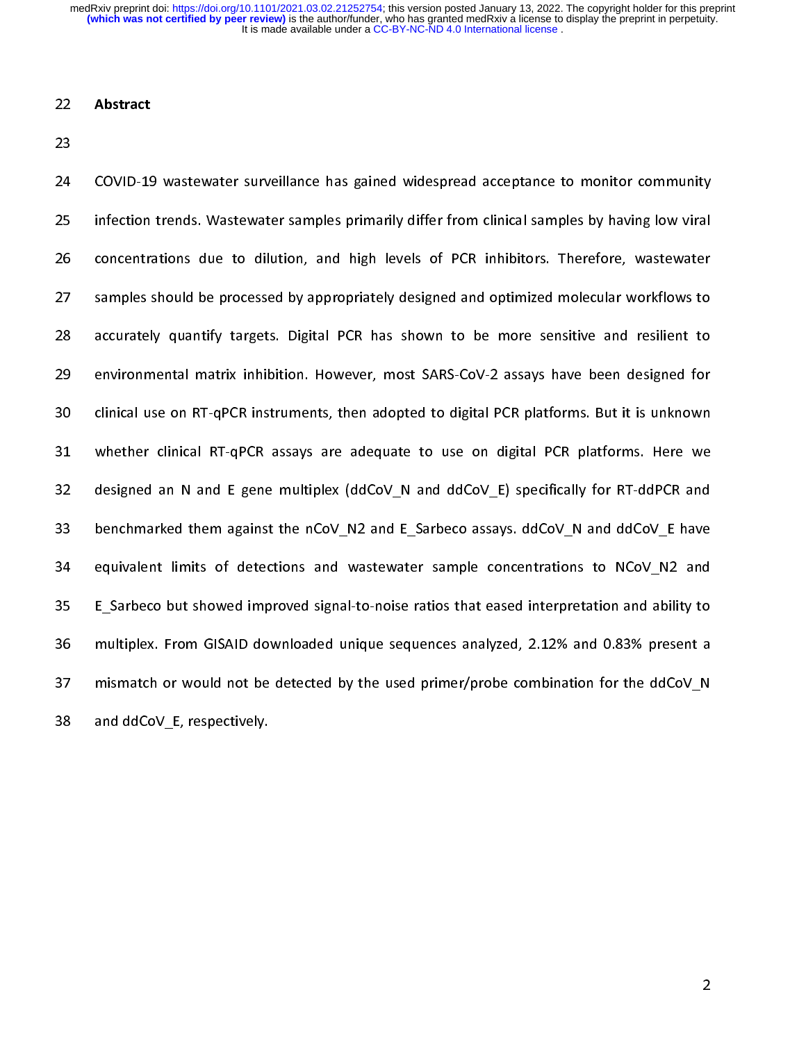## Abstract

COVID-19 wastewater surveillance has gained widespread acceptance to monitor community infection trends. Wastewater samples primarily differ from clinical samples by having low viral concentrations due to dilution, and high levels of PCR inhibitors. Therefore, wastewater samples should be processed by appropriately designed and optimized molecular workflows to accurately quantify targets. Digital PCR has shown to be more sensitive and resilient to environmental matrix inhibition. However, most SARS-CoV-2 assays have been designed for clinical use on RT-qPCR instruments, then adopted to digital PCR platforms. But it is unknown whether clinical RT-qPCR assays are adequate to use on digital PCR platforms. Here we designed an N and E gene multiplex (ddCoV_N and ddCoV_E) specifically for RT-ddPCR and benchmarked them against the nCoV_N2 and E_Sarbeco assays. ddCoV_N and ddCoV_E have equivalent limits of detections and wastewater sample concentrations to NCoV_N2 and E_Sarbeco but showed improved signal-to-noise ratios that eased interpretation and ability to multiplex. From GISAID downloaded unique sequences analyzed, 2.12% and 0.83% present a mismatch or would not be detected by the used primer/probe combination for the ddCoV_N and ddCoV_E, respectively.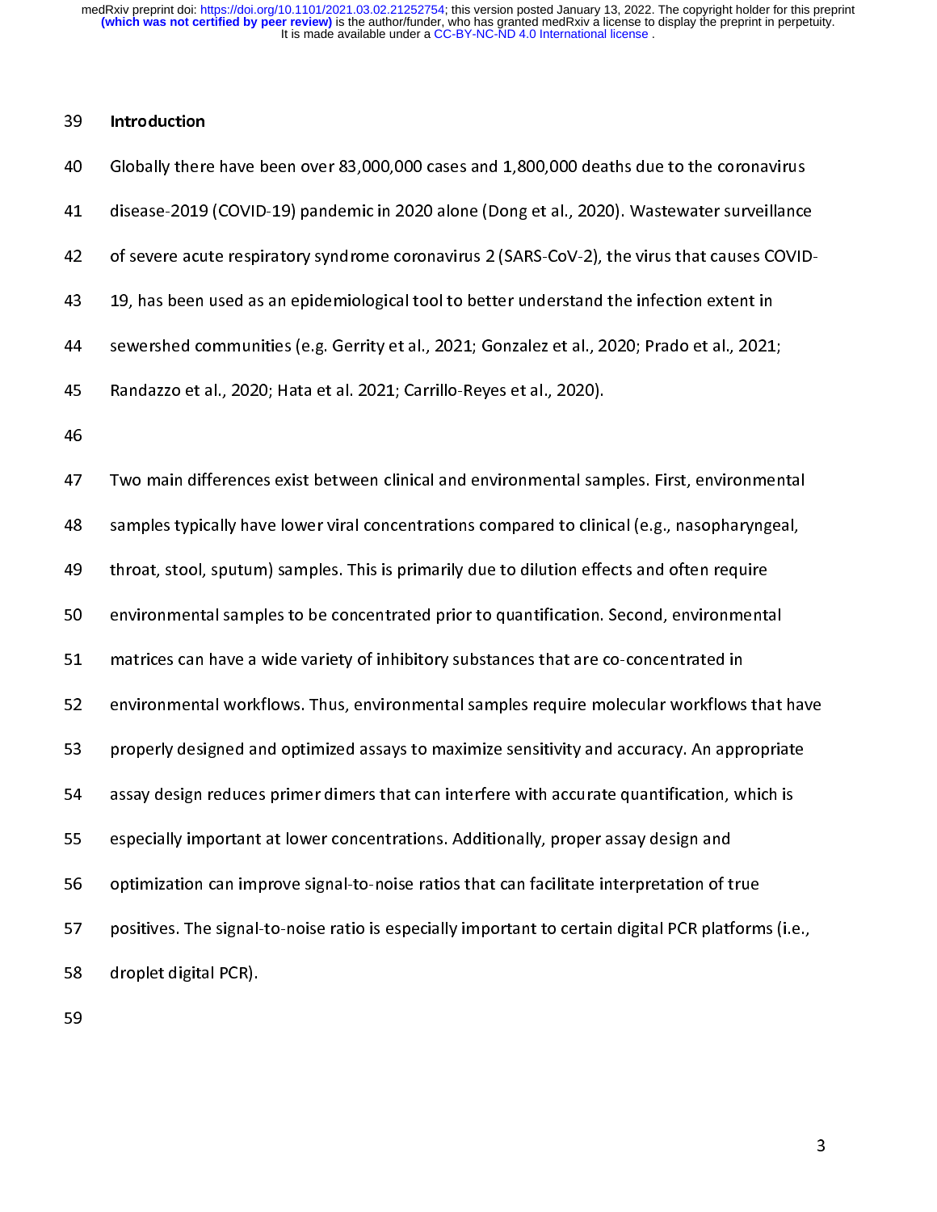## Introduction

Globally there have been over 83,000,000 cases and 1,800,000 deaths due to the coronavirus disease-2019 (COVID-19) pandemic in 2020 alone (Dong et al., 2020). Wastewater surveillance of severe acute respiratory syndrome coronavirus 2 (SARS-CoV-2), the virus that causes COVID-19, has been used as an epidemiological tool to better understand the infection extent in sewershed communities (e.g. Gerrity et al., 2021; Gonzalez et al., 2020; Prado et al., 2021; Randazzo et al., 2020; Hata et al. 2021; Carrillo-Reyes et al., 2020).

Two main differences exist between clinical and environmental samples. First, environmental samples typically have lower viral concentrations compared to clinical (e.g., nasopharyngeal, throat, stool, sputum) samples. This is primarily due to dilution effects and often require environmental samples to be concentrated prior to quantification. Second, environmental matrices can have a wide variety of inhibitory substances that are co-concentrated in environmental workflows. Thus, environmental samples require molecular workflows that have properly designed and optimized assays to maximize sensitivity and accuracy. An appropriate assay design reduces primer dimers that can interfere with accurate quantification, which is especially important at lower concentrations. Additionally, proper assay design and optimization can improve signal-to-noise ratios that can facilitate interpretation of true positives. The signal-to-noise ratio is especially important to certain digital PCR platforms (i.e., droplet digital PCR).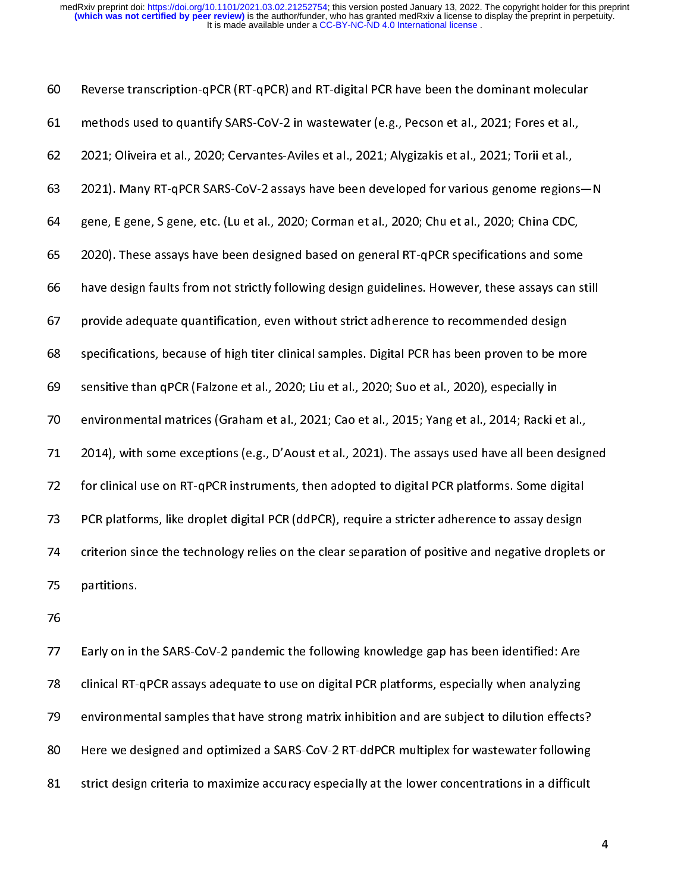Reverse transcription-qPCR (RT-qPCR) and RT-digital PCR have been the dominant molecular methods used to quantify SARS-CoV-2 in wastewater (e.g., Pecson et al., 2021; Fores et al., 2021; Oliveira et al., 2020; Cervantes-Aviles et al., 2021; Alygizakis et al., 2021; Torii et al., 2021). Many RT-qPCR SARS-CoV-2 assays have been developed for various genome regions—N gene, E gene, S gene, etc. (Lu et al., 2020; Corman et al., 2020; Chu et al., 2020; China CDC, 2020). These assays have been designed based on general RT-qPCR specifications and some have design faults from not strictly following design guidelines. However, these assays can still provide adequate quantification, even without strict adherence to recommended design specifications, because of high titer clinical samples. Digital PCR has been proven to be more sensitive than qPCR (Falzone et al., 2020; Liu et al., 2020; Suo et al., 2020), especially in environmental matrices (Graham et al., 2021; Cao et al., 2015; Yang et al., 2014; Racki et al., 2014), with some exceptions (e.g., D'Aoust et al., 2021). The assays used have all been designed for clinical use on RT-qPCR instruments, then adopted to digital PCR platforms. Some digital PCR platforms, like droplet digital PCR (ddPCR), require a stricter adherence to assay design criterion since the technology relies on the clear separation of positive and negative droplets or partitions.

Early on in the SARS-CoV-2 pandemic the following knowledge gap has been identified: Are clinical RT-qPCR assays adequate to use on digital PCR platforms, especially when analyzing environmental samples that have strong matrix inhibition and are subject to dilution effects? Here we designed and optimized a SARS-CoV-2 RT-ddPCR multiplex for wastewater following strict design criteria to maximize accuracy especially at the lower concentrations in a difficult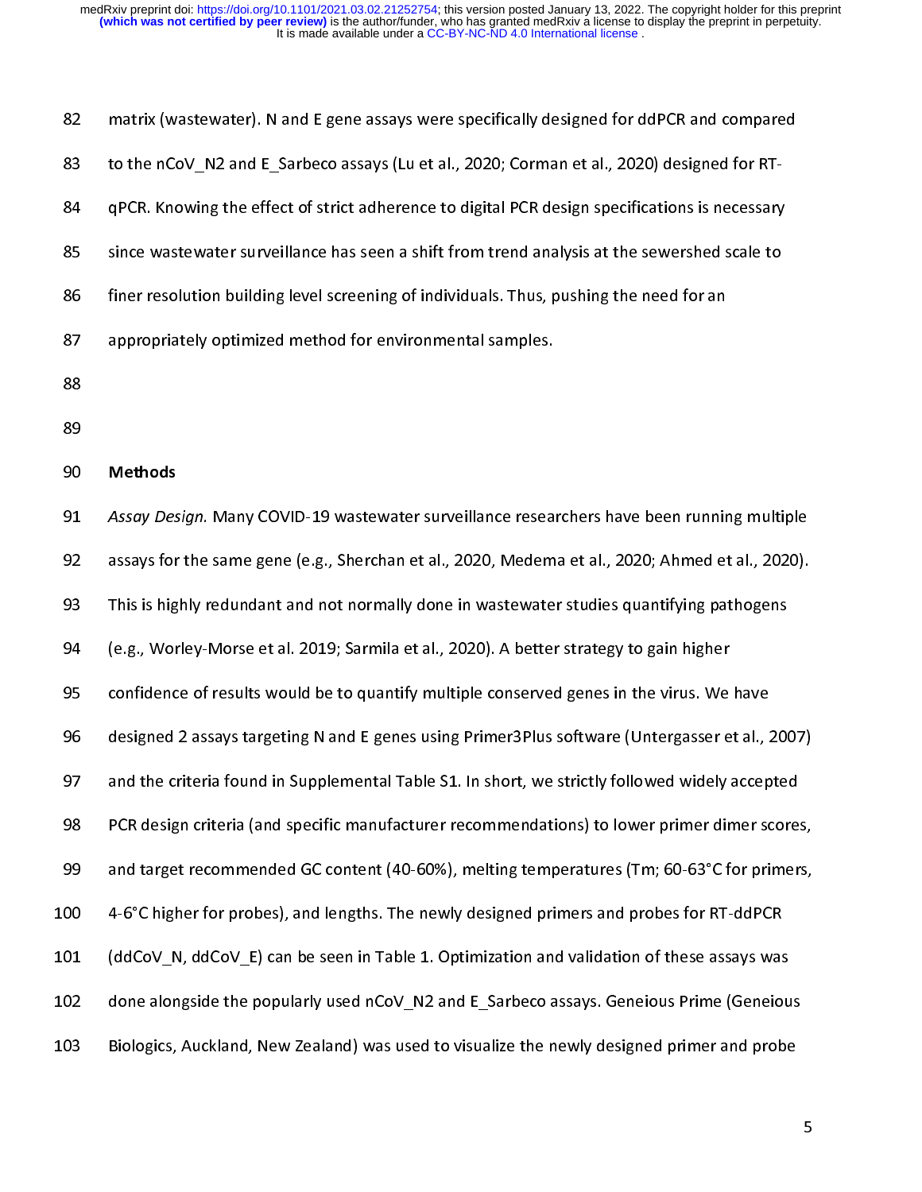matrix (wastewater). N and E gene assays were specifically designed for ddPCR and compared to the nCoV_N2 and E_Sarbeco assays (Lu et al., 2020; Corman et al., 2020) designed for RT-qPCR. Knowing the effect of strict adherence to digital PCR design specifications is necessary since wastewater surveillance has seen a shift from trend analysis at the sewershed scale to finer resolution building level screening of individuals. Thus, pushing the need for an appropriately optimized method for environmental samples.

## Methods

*Assay Design.* Many COVID-19 wastewater surveillance researchers have been running multiple assays for the same gene (e.g., Sherchan et al., 2020, Medema et al., 2020; Ahmed et al., 2020). This is highly redundant and not normally done in wastewater studies quantifying pathogens (e.g., Worley-Morse et al. 2019; Sarmila et al., 2020). A better strategy to gain higher confidence of results would be to quantify multiple conserved genes in the virus. We have designed 2 assays targeting N and E genes using Primer3Plus software (Untergasser et al., 2007) and the criteria found in Supplemental Table S1. In short, we strictly followed widely accepted PCR design criteria (and specific manufacturer recommendations) to lower primer dimer scores, and target recommended GC content (40-60%), melting temperatures (Tm; 60-63°C for primers, 4-6°C higher for probes), and lengths. The newly designed primers and probes for RT-ddPCR (ddCoV_N, ddCoV_E) can be seen in Table 1. Optimization and validation of these assays was done alongside the popularly used nCoV_N2 and E_Sarbeco assays. Geneious Prime (Geneious Biologics, Auckland, New Zealand) was used to visualize the newly designed primer and probe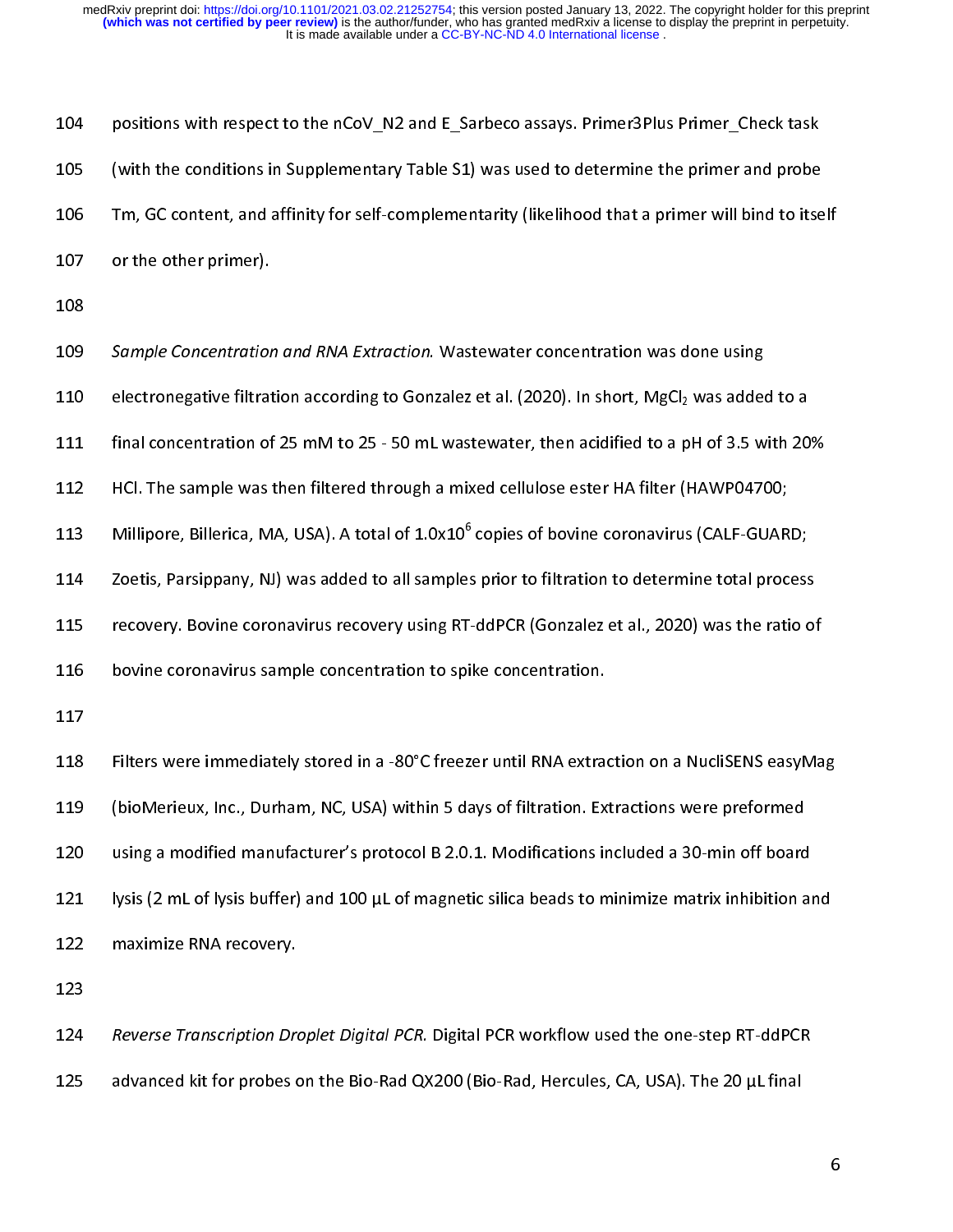positions with respect to the nCoV_N2 and E_Sarbeco assays. Primer3Plus Primer_Check task (with the conditions in Supplementary Table S1) was used to determine the primer and probe Tm, GC content, and affinity for self-complementarity (likelihood that a primer will bind to itself or the other primer).

*Sample Concentration and RNA Extraction.* Wastewater concentration was done using electronegative filtration according to Gonzalez et al. (2020). In short, $MgCl_2$ was added to a final concentration of 25 mM to 25 - 50 mL wastewater, then acidified to a pH of 3.5 with 20% HCl. The sample was then filtered through a mixed cellulose ester HA filter (HAWP04700; Millipore, Billerica, MA, USA). A total of $1.0x10^6$ copies of bovine coronavirus (CALF-GUARD; Zoetis, Parsippany, NJ) was added to all samples prior to filtration to determine total process recovery. Bovine coronavirus recovery using RT-ddPCR (Gonzalez et al., 2020) was the ratio of bovine coronavirus sample concentration to spike concentration.

Filters were immediately stored in a -80°C freezer until RNA extraction on a NucliSENS easyMag (bioMerieux, Inc., Durham, NC, USA) within 5 days of filtration. Extractions were preformed using a modified manufacturer's protocol B 2.0.1. Modifications included a 30-min off board lysis (2 mL of lysis buffer) and 100 µL of magnetic silica beads to minimize matrix inhibition and maximize RNA recovery.

*Reverse Transcription Droplet Digital PCR.* Digital PCR workflow used the one-step RT-ddPCR advanced kit for probes on the Bio-Rad QX200 (Bio-Rad, Hercules, CA, USA). The 20 µL final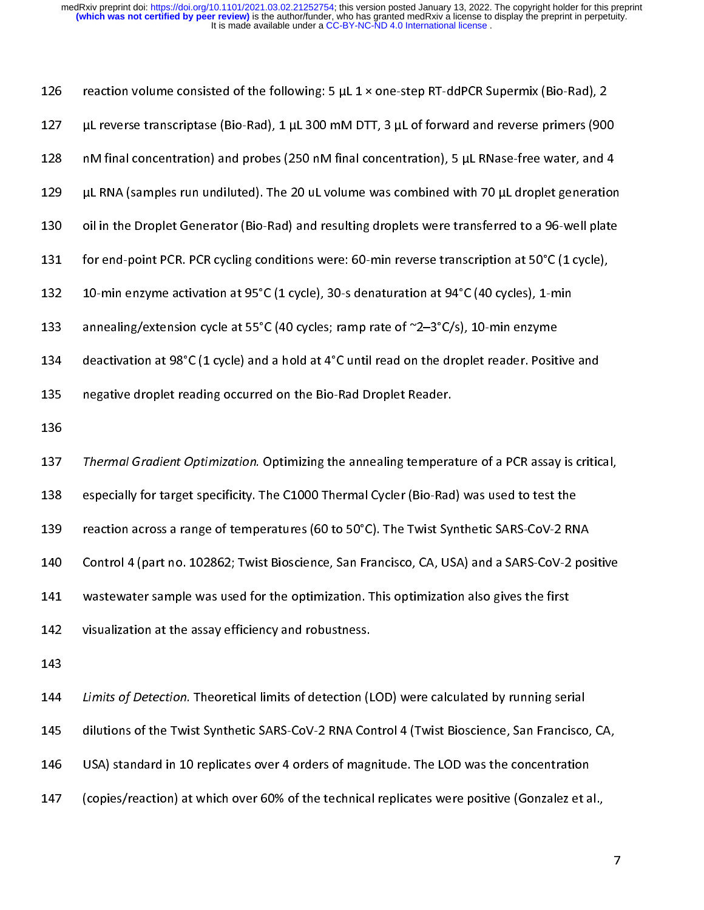reaction volume consisted of the following: 5 µL 1 × one-step RT-ddPCR Supermix (Bio-Rad), 2 µL reverse transcriptase (Bio-Rad), 1 µL 300 mM DTT, 3 µL of forward and reverse primers (900 nM final concentration) and probes (250 nM final concentration), 5 µL RNase-free water, and 4 µL RNA (samples run undiluted). The 20 uL volume was combined with 70 µL droplet generation oil in the Droplet Generator (Bio-Rad) and resulting droplets were transferred to a 96-well plate for end-point PCR. PCR cycling conditions were: 60-min reverse transcription at 50°C (1 cycle), 10-min enzyme activation at 95°C (1 cycle), 30-s denaturation at 94°C (40 cycles), 1-min annealing/extension cycle at 55°C (40 cycles; ramp rate of ~2–3°C/s), 10-min enzyme deactivation at 98°C (1 cycle) and a hold at 4°C until read on the droplet reader. Positive and negative droplet reading occurred on the Bio-Rad Droplet Reader.

*Thermal Gradient Optimization.* Optimizing the annealing temperature of a PCR assay is critical, especially for target specificity. The C1000 Thermal Cycler (Bio-Rad) was used to test the reaction across a range of temperatures (60 to 50°C). The Twist Synthetic SARS-CoV-2 RNA Control 4 (part no. 102862; Twist Bioscience, San Francisco, CA, USA) and a SARS-CoV-2 positive wastewater sample was used for the optimization. This optimization also gives the first visualization at the assay efficiency and robustness.

*Limits of Detection.* Theoretical limits of detection (LOD) were calculated by running serial dilutions of the Twist Synthetic SARS-CoV-2 RNA Control 4 (Twist Bioscience, San Francisco, CA, USA) standard in 10 replicates over 4 orders of magnitude. The LOD was the concentration (copies/reaction) at which over 60% of the technical replicates were positive (Gonzalez et al.,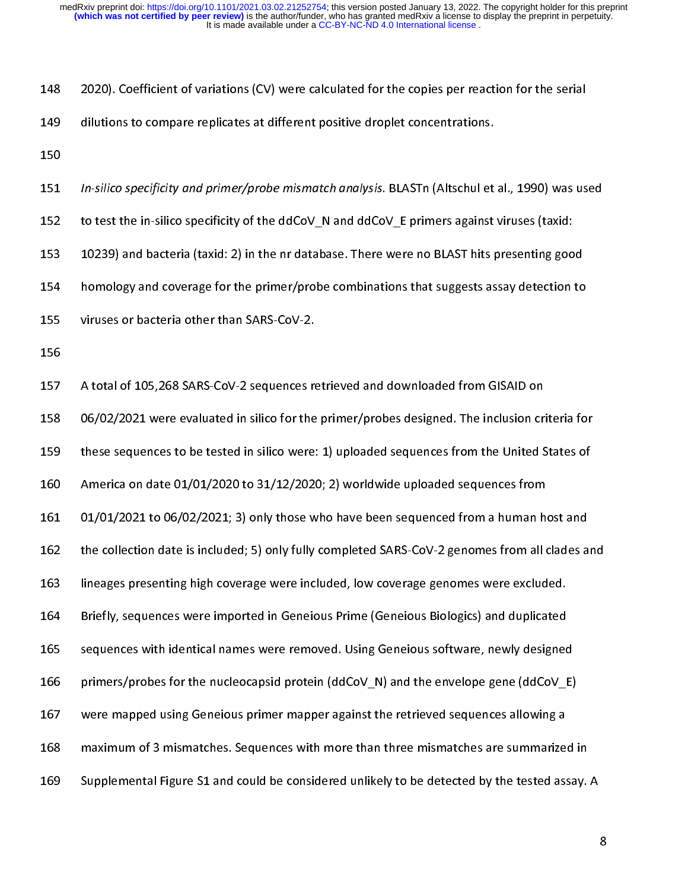2020). Coefficient of variations (CV) were calculated for the copies per reaction for the serial dilutions to compare replicates at different positive droplet concentrations.

*In-silico specificity and primer/probe mismatch analysis.* BLASTn (Altschul et al., 1990) was used to test the in-silico specificity of the ddCoV_N and ddCoV_E primers against viruses (taxid: 10239) and bacteria (taxid: 2) in the nr database. There were no BLAST hits presenting good homology and coverage for the primer/probe combinations that suggests assay detection to viruses or bacteria other than SARS-CoV-2.

A total of 105,268 SARS-CoV-2 sequences retrieved and downloaded from GISAID on 06/02/2021 were evaluated in silico for the primer/probes designed. The inclusion criteria for these sequences to be tested in silico were: 1) uploaded sequences from the United States of America on date 01/01/2020 to 31/12/2020; 2) worldwide uploaded sequences from 01/01/2021 to 06/02/2021; 3) only those who have been sequenced from a human host and the collection date is included; 5) only fully completed SARS-CoV-2 genomes from all clades and lineages presenting high coverage were included, low coverage genomes were excluded. Briefly, sequences were imported in Geneious Prime (Geneious Biologics) and duplicated sequences with identical names were removed. Using Geneious software, newly designed primers/probes for the nucleocapsid protein (ddCoV_N) and the envelope gene (ddCoV_E) were mapped using Geneious primer mapper against the retrieved sequences allowing a maximum of 3 mismatches. Sequences with more than three mismatches are summarized in Supplemental Figure S1 and could be considered unlikely to be detected by the tested assay. A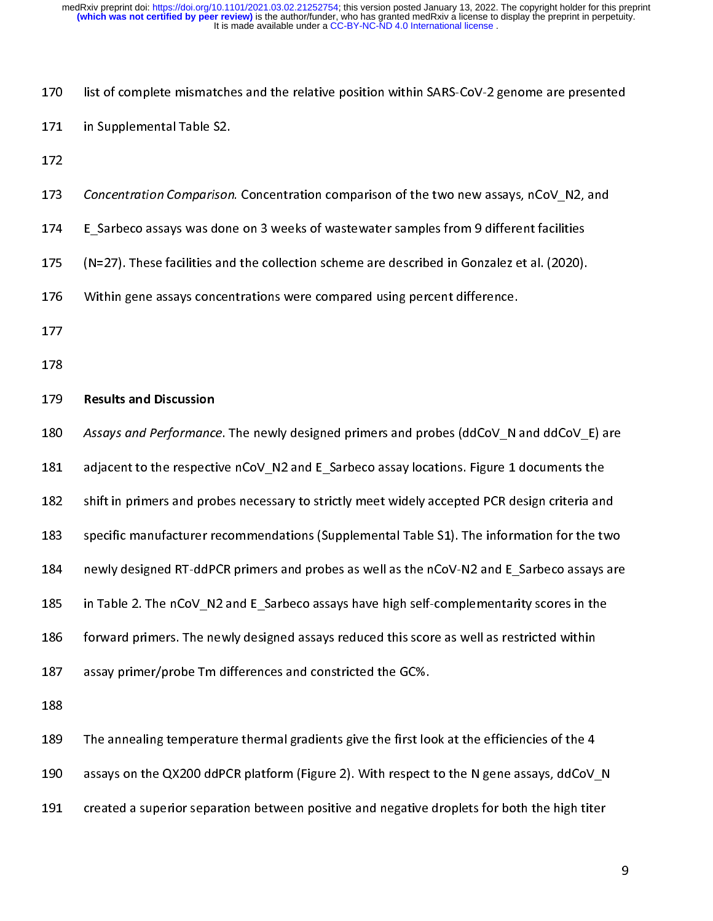list of complete mismatches and the relative position within SARS-CoV-2 genome are presented in Supplemental Table S2.

*Concentration Comparison.* Concentration comparison of the two new assays, nCoV_N2, and E_Sarbeco assays was done on 3 weeks of wastewater samples from 9 different facilities (N=27). These facilities and the collection scheme are described in Gonzalez et al. (2020). Within gene assays concentrations were compared using percent difference.

## Results and Discussion

*Assays and Performance*. The newly designed primers and probes (ddCoV_N and ddCoV_E) are adjacent to the respective nCoV_N2 and E_Sarbeco assay locations. Figure 1 documents the shift in primers and probes necessary to strictly meet widely accepted PCR design criteria and specific manufacturer recommendations (Supplemental Table S1). The information for the two newly designed RT-ddPCR primers and probes as well as the nCoV-N2 and E_Sarbeco assays are in Table 2. The nCoV_N2 and E_Sarbeco assays have high self-complementarity scores in the forward primers. The newly designed assays reduced this score as well as restricted within assay primer/probe Tm differences and constricted the GC%.

The annealing temperature thermal gradients give the first look at the efficiencies of the 4 assays on the QX200 ddPCR platform (Figure 2). With respect to the N gene assays, ddCoV_N created a superior separation between positive and negative droplets for both the high titer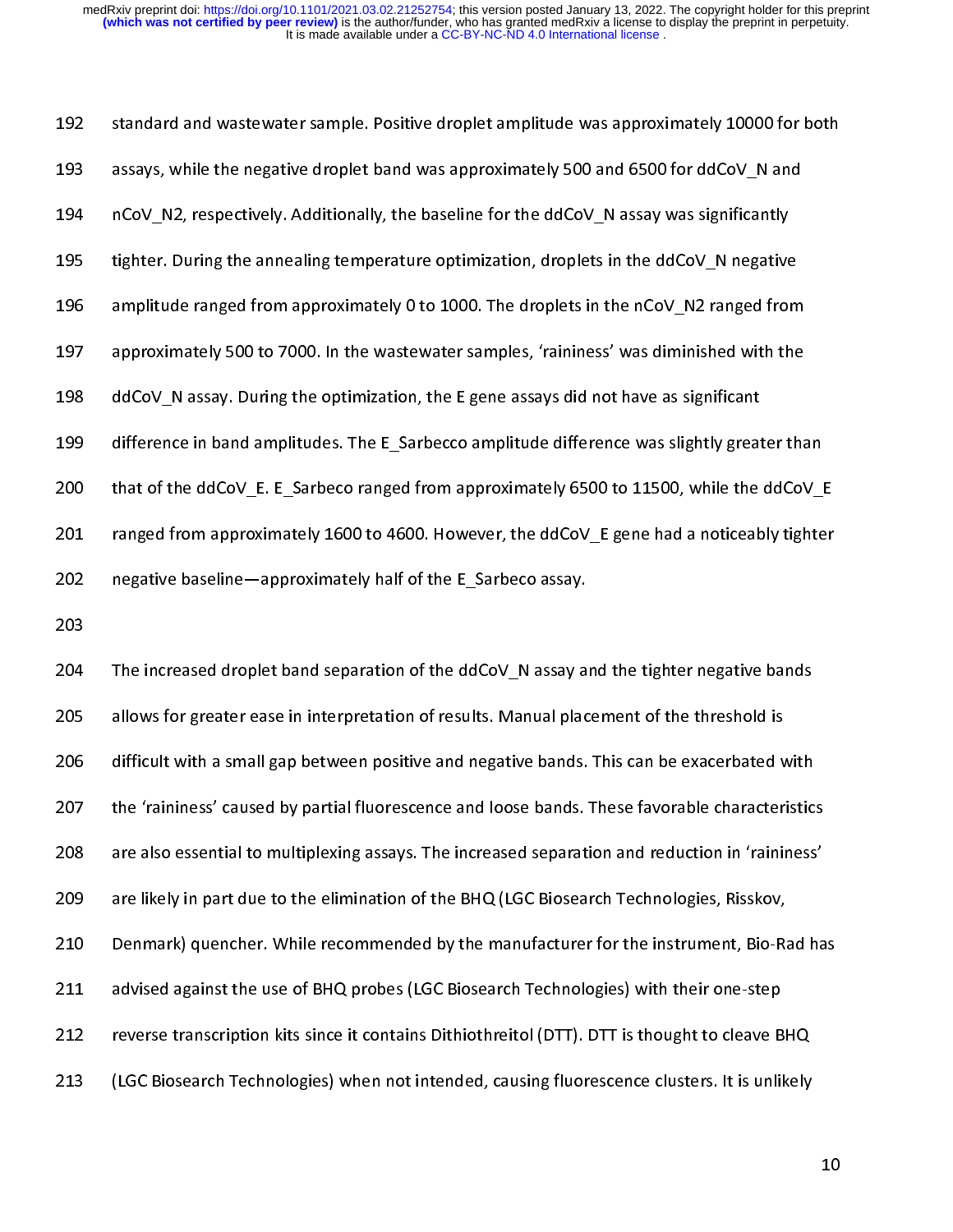standard and wastewater sample. Positive droplet amplitude was approximately 10000 for both assays, while the negative droplet band was approximately 500 and 6500 for ddCoV_N and nCoV_N2, respectively. Additionally, the baseline for the ddCoV_N assay was significantly tighter. During the annealing temperature optimization, droplets in the ddCoV_N negative amplitude ranged from approximately 0 to 1000. The droplets in the nCoV_N2 ranged from approximately 500 to 7000. In the wastewater samples, 'raininess' was diminished with the ddCoV_N assay. During the optimization, the E gene assays did not have as significant difference in band amplitudes. The E_Sarbecco amplitude difference was slightly greater than that of the ddCoV_E. E_Sarbeco ranged from approximately 6500 to 11500, while the ddCoV_E ranged from approximately 1600 to 4600. However, the ddCoV_E gene had a noticeably tighter negative baseline—approximately half of the E_Sarbeco assay.

The increased droplet band separation of the ddCoV_N assay and the tighter negative bands allows for greater ease in interpretation of results. Manual placement of the threshold is difficult with a small gap between positive and negative bands. This can be exacerbated with the 'raininess' caused by partial fluorescence and loose bands. These favorable characteristics are also essential to multiplexing assays. The increased separation and reduction in 'raininess' are likely in part due to the elimination of the BHQ (LGC Biosearch Technologies, Risskov, Denmark) quencher. While recommended by the manufacturer for the instrument, Bio-Rad has advised against the use of BHQ probes (LGC Biosearch Technologies) with their one-step reverse transcription kits since it contains Dithiothreitol (DTT). DTT is thought to cleave BHQ (LGC Biosearch Technologies) when not intended, causing fluorescence clusters. It is unlikely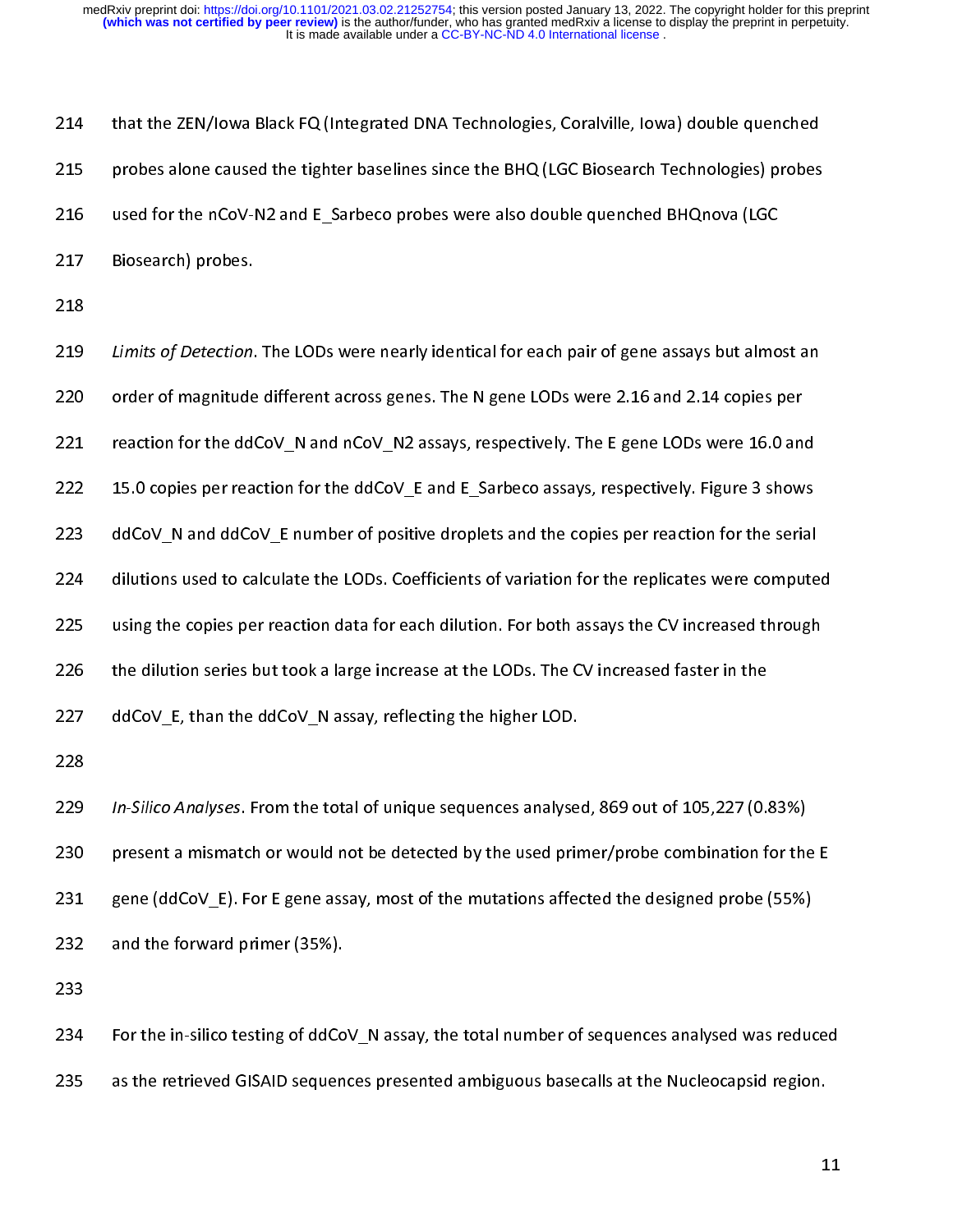that the ZEN/Iowa Black FQ (Integrated DNA Technologies, Coralville, Iowa) double quenched probes alone caused the tighter baselines since the BHQ (LGC Biosearch Technologies) probes used for the nCoV-N2 and E_Sarbeco probes were also double quenched BHQnova (LGC Biosearch) probes.

*Limits of Detection*. The LODs were nearly identical for each pair of gene assays but almost an order of magnitude different across genes. The N gene LODs were 2.16 and 2.14 copies per reaction for the ddCoV_N and nCoV_N2 assays, respectively. The E gene LODs were 16.0 and 15.0 copies per reaction for the ddCoV_E and E_Sarbeco assays, respectively. Figure 3 shows ddCoV_N and ddCoV_E number of positive droplets and the copies per reaction for the serial dilutions used to calculate the LODs. Coefficients of variation for the replicates were computed using the copies per reaction data for each dilution. For both assays the CV increased through the dilution series but took a large increase at the LODs. The CV increased faster in the ddCoV_E, than the ddCoV_N assay, reflecting the higher LOD.

*In-Silico Analyses*. From the total of unique sequences analysed, 869 out of 105,227 (0.83%) present a mismatch or would not be detected by the used primer/probe combination for the E gene (ddCoV_E). For E gene assay, most of the mutations affected the designed probe (55%) and the forward primer (35%).

For the in-silico testing of ddCoV_N assay, the total number of sequences analysed was reduced as the retrieved GISAID sequences presented ambiguous basecalls at the Nucleocapsid region.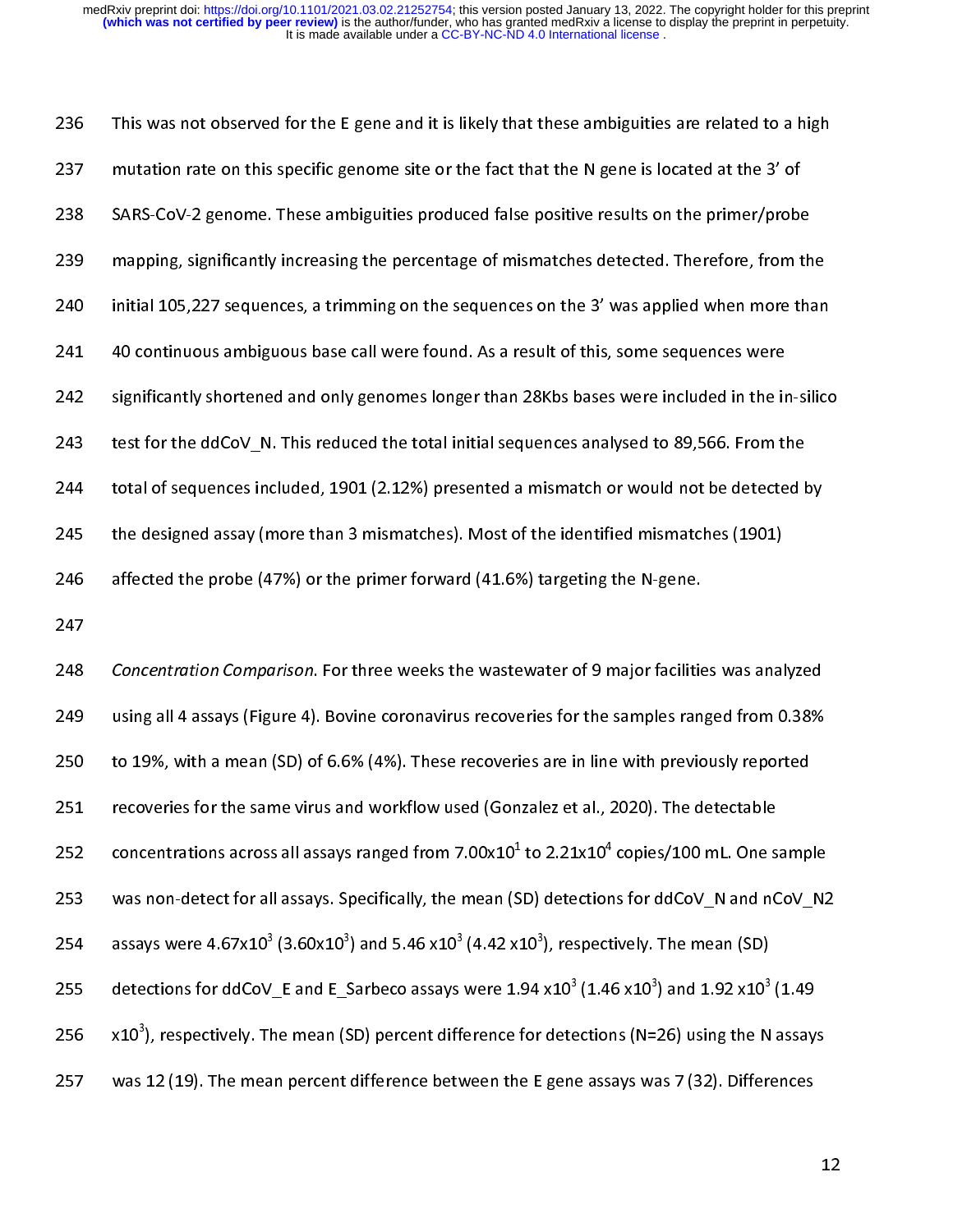This was not observed for the E gene and it is likely that these ambiguities are related to a high mutation rate on this specific genome site or the fact that the N gene is located at the 3' of SARS-CoV-2 genome. These ambiguities produced false positive results on the primer/probe mapping, significantly increasing the percentage of mismatches detected. Therefore, from the initial 105,227 sequences, a trimming on the sequences on the 3' was applied when more than 40 continuous ambiguous base call were found. As a result of this, some sequences were significantly shortened and only genomes longer than 28Kbs bases were included in the in-silico test for the ddCoV_N. This reduced the total initial sequences analysed to 89,566. From the total of sequences included, 1901 (2.12%) presented a mismatch or would not be detected by the designed assay (more than 3 mismatches). Most of the identified mismatches (1901) affected the probe (47%) or the primer forward (41.6%) targeting the N-gene.

*Concentration Comparison*. For three weeks the wastewater of 9 major facilities was analyzed using all 4 assays (Figure 4). Bovine coronavirus recoveries for the samples ranged from 0.38% to 19%, with a mean (SD) of 6.6% (4%). These recoveries are in line with previously reported recoveries for the same virus and workflow used (Gonzalez et al., 2020). The detectable concentrations across all assays ranged from $7.00 \times 10^{1}$ to $2.21 \times 10^{4}$ copies/100 mL. One sample was non-detect for all assays. Specifically, the mean (SD) detections for ddCoV_N and nCoV_N2 assays were $4.67 \times 10^{3}$ ($3.60 \times 10^{3}$) and $5.46 \times 10^{3}$ ($4.42 \times 10^{3}$), respectively. The mean (SD) detections for ddCoV_E and E_Sarbeco assays were $1.94 \times 10^{3}$ ($1.46 \times 10^{3}$) and $1.92 \times 10^{3}$ ($1.49 \times 10^{3}$), respectively. The mean (SD) percent difference for detections (N=26) using the N assays was 12 (19). The mean percent difference between the E gene assays was 7 (32). Differences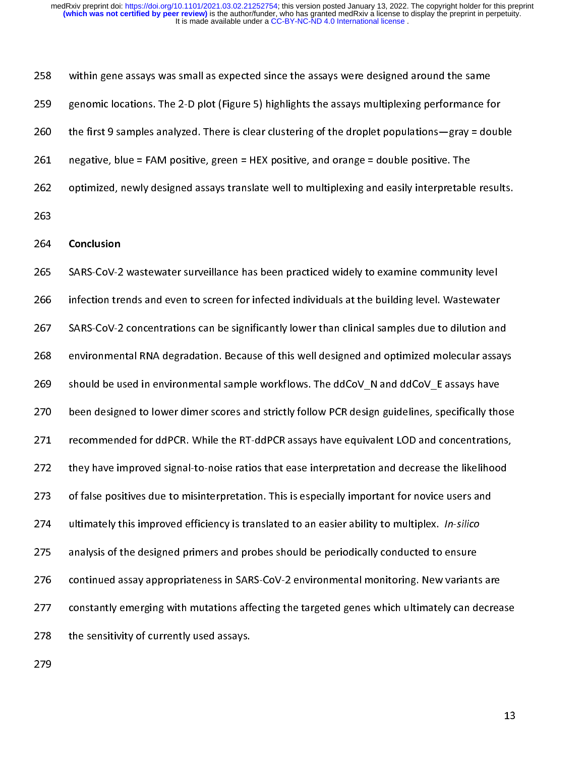within gene assays was small as expected since the assays were designed around the same genomic locations. The 2-D plot (Figure 5) highlights the assays multiplexing performance for the first 9 samples analyzed. There is clear clustering of the droplet populations—gray = double negative, blue = FAM positive, green = HEX positive, and orange = double positive. The optimized, newly designed assays translate well to multiplexing and easily interpretable results.

## Conclusion

SARS-CoV-2 wastewater surveillance has been practiced widely to examine community level infection trends and even to screen for infected individuals at the building level. Wastewater SARS-CoV-2 concentrations can be significantly lower than clinical samples due to dilution and environmental RNA degradation. Because of this well designed and optimized molecular assays should be used in environmental sample workflows. The ddCoV_N and ddCoV_E assays have been designed to lower dimer scores and strictly follow PCR design guidelines, specifically those recommended for ddPCR. While the RT-ddPCR assays have equivalent LOD and concentrations, they have improved signal-to-noise ratios that ease interpretation and decrease the likelihood of false positives due to misinterpretation. This is especially important for novice users and ultimately this improved efficiency is translated to an easier ability to multiplex. *In-silico* analysis of the designed primers and probes should be periodically conducted to ensure continued assay appropriateness in SARS-CoV-2 environmental monitoring. New variants are constantly emerging with mutations affecting the targeted genes which ultimately can decrease the sensitivity of currently used assays.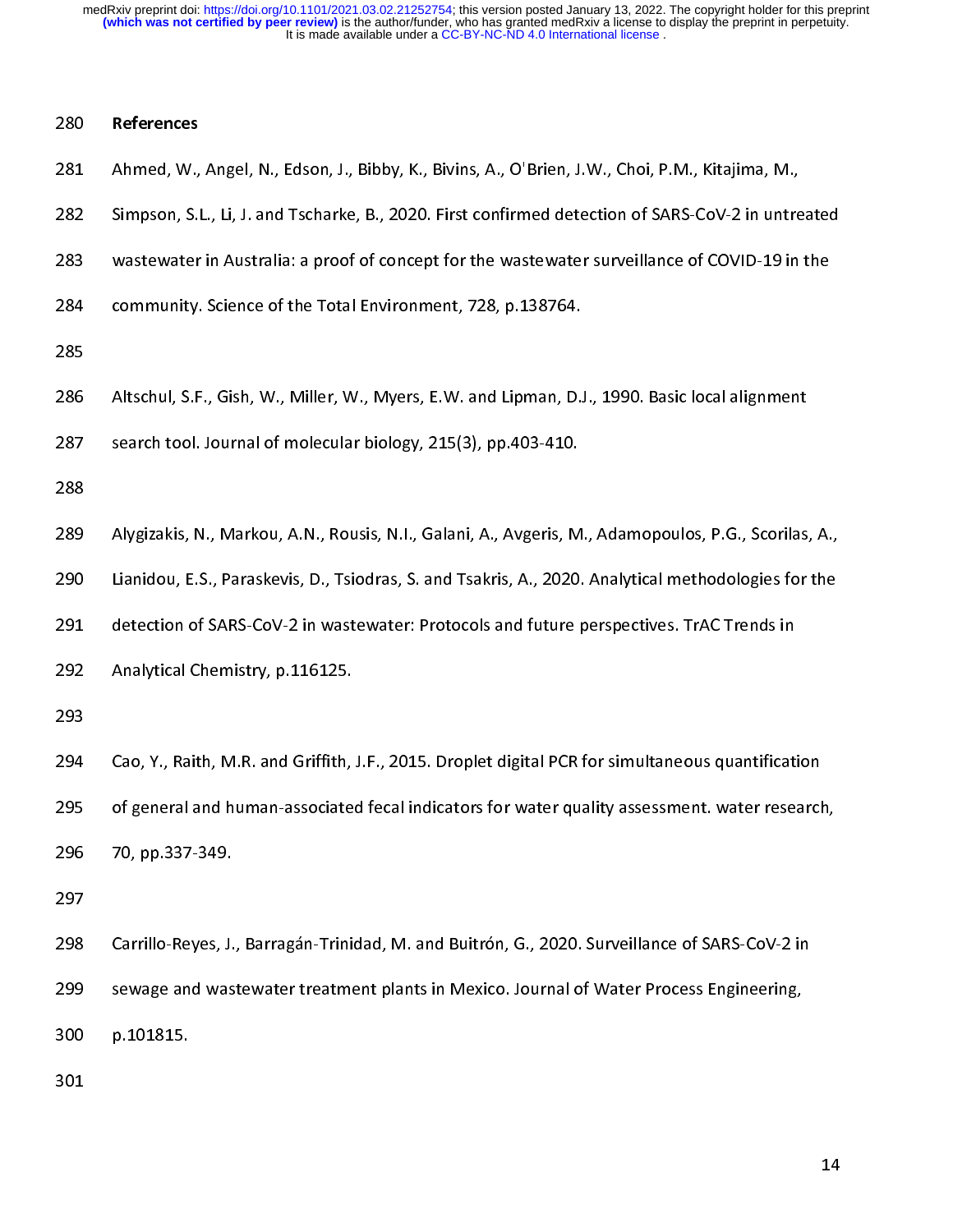## References

Ahmed, W., Angel, N., Edson, J., Bibby, K., Bivins, A., O'Brien, J.W., Choi, P.M., Kitajima, M., Simpson, S.L., Li, J. and Tscharke, B., 2020. First confirmed detection of SARS-CoV-2 in untreated wastewater in Australia: a proof of concept for the wastewater surveillance of COVID-19 in the community. Science of the Total Environment, 728, p.138764.

Altschul, S.F., Gish, W., Miller, W., Myers, E.W. and Lipman, D.J., 1990. Basic local alignment search tool. Journal of molecular biology, 215(3), pp.403-410.

Alygizakis, N., Markou, A.N., Rousis, N.I., Galani, A., Avgeris, M., Adamopoulos, P.G., Scorilas, A., Lianidou, E.S., Paraskevis, D., Tsiodras, S. and Tsakris, A., 2020. Analytical methodologies for the detection of SARS-CoV-2 in wastewater: Protocols and future perspectives. TrAC Trends in Analytical Chemistry, p.116125.

Cao, Y., Raith, M.R. and Griffith, J.F., 2015. Droplet digital PCR for simultaneous quantification of general and human-associated fecal indicators for water quality assessment. water research, 70, pp.337-349.

Carrillo-Reyes, J., Barragán-Trinidad, M. and Buitrón, G., 2020. Surveillance of SARS-CoV-2 in sewage and wastewater treatment plants in Mexico. Journal of Water Process Engineering, p.101815.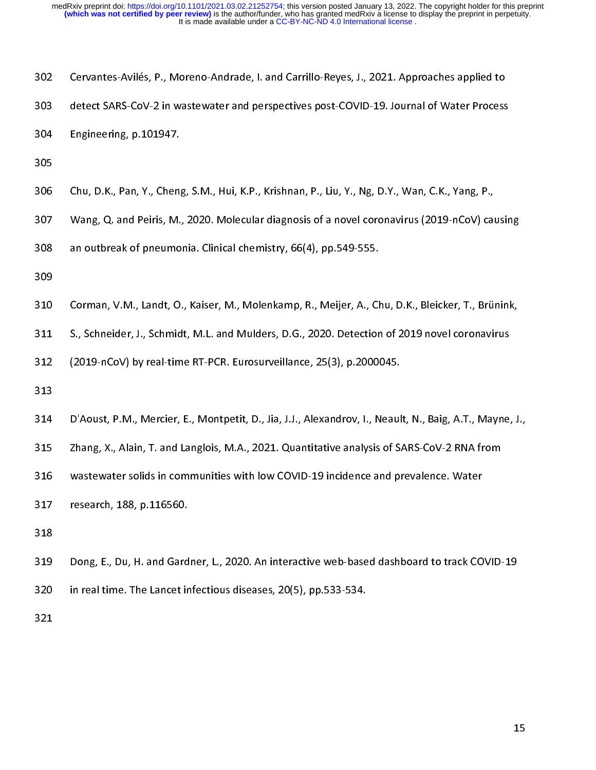Cervantes-Avilés, P., Moreno-Andrade, I. and Carrillo-Reyes, J., 2021. Approaches applied to detect SARS-CoV-2 in wastewater and perspectives post-COVID-19. Journal of Water Process Engineering, p.101947.

Chu, D.K., Pan, Y., Cheng, S.M., Hui, K.P., Krishnan, P., Liu, Y., Ng, D.Y., Wan, C.K., Yang, P., Wang, Q. and Peiris, M., 2020. Molecular diagnosis of a novel coronavirus (2019-nCoV) causing an outbreak of pneumonia. Clinical chemistry, 66(4), pp.549-555.

Corman, V.M., Landt, O., Kaiser, M., Molenkamp, R., Meijer, A., Chu, D.K., Bleicker, T., Brünink, S., Schneider, J., Schmidt, M.L. and Mulders, D.G., 2020. Detection of 2019 novel coronavirus (2019-nCoV) by real-time RT-PCR. Eurosurveillance, 25(3), p.2000045.

D'Aoust, P.M., Mercier, E., Montpetit, D., Jia, J.J., Alexandrov, I., Neault, N., Baig, A.T., Mayne, J., Zhang, X., Alain, T. and Langlois, M.A., 2021. Quantitative analysis of SARS-CoV-2 RNA from wastewater solids in communities with low COVID-19 incidence and prevalence. Water research, 188, p.116560.

Dong, E., Du, H. and Gardner, L., 2020. An interactive web-based dashboard to track COVID-19 in real time. The Lancet infectious diseases, 20(5), pp.533-534.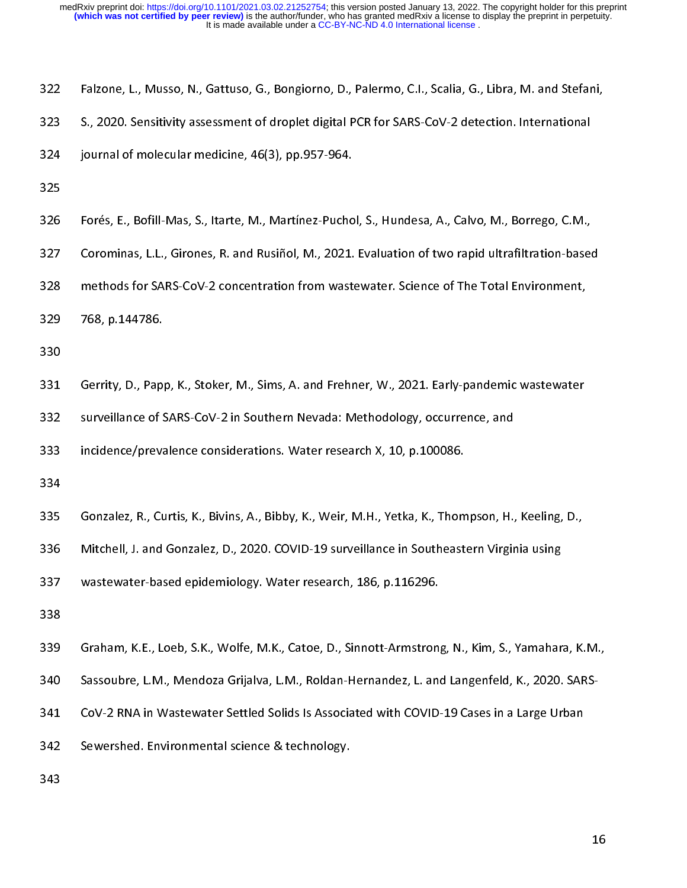Falzone, L., Musso, N., Gattuso, G., Bongiorno, D., Palermo, C.I., Scalia, G., Libra, M. and Stefani, S., 2020. Sensitivity assessment of droplet digital PCR for SARS-CoV-2 detection. International journal of molecular medicine, 46(3), pp.957-964.

Forés, E., Bofill-Mas, S., Itarte, M., Martínez-Puchol, S., Hundesa, A., Calvo, M., Borrego, C.M., Corominas, L.L., Girones, R. and Rusiñol, M., 2021. Evaluation of two rapid ultrafiltration-based methods for SARS-CoV-2 concentration from wastewater. Science of The Total Environment, 768, p.144786.

Gerrity, D., Papp, K., Stoker, M., Sims, A. and Frehner, W., 2021. Early-pandemic wastewater surveillance of SARS-CoV-2 in Southern Nevada: Methodology, occurrence, and incidence/prevalence considerations. Water research X, 10, p.100086.

Gonzalez, R., Curtis, K., Bivins, A., Bibby, K., Weir, M.H., Yetka, K., Thompson, H., Keeling, D., Mitchell, J. and Gonzalez, D., 2020. COVID-19 surveillance in Southeastern Virginia using wastewater-based epidemiology. Water research, 186, p.116296.

Graham, K.E., Loeb, S.K., Wolfe, M.K., Catoe, D., Sinnott-Armstrong, N., Kim, S., Yamahara, K.M., Sassoubre, L.M., Mendoza Grijalva, L.M., Roldan-Hernandez, L. and Langenfeld, K., 2020. SARS-CoV-2 RNA in Wastewater Settled Solids Is Associated with COVID-19 Cases in a Large Urban Sewershed. Environmental science & technology.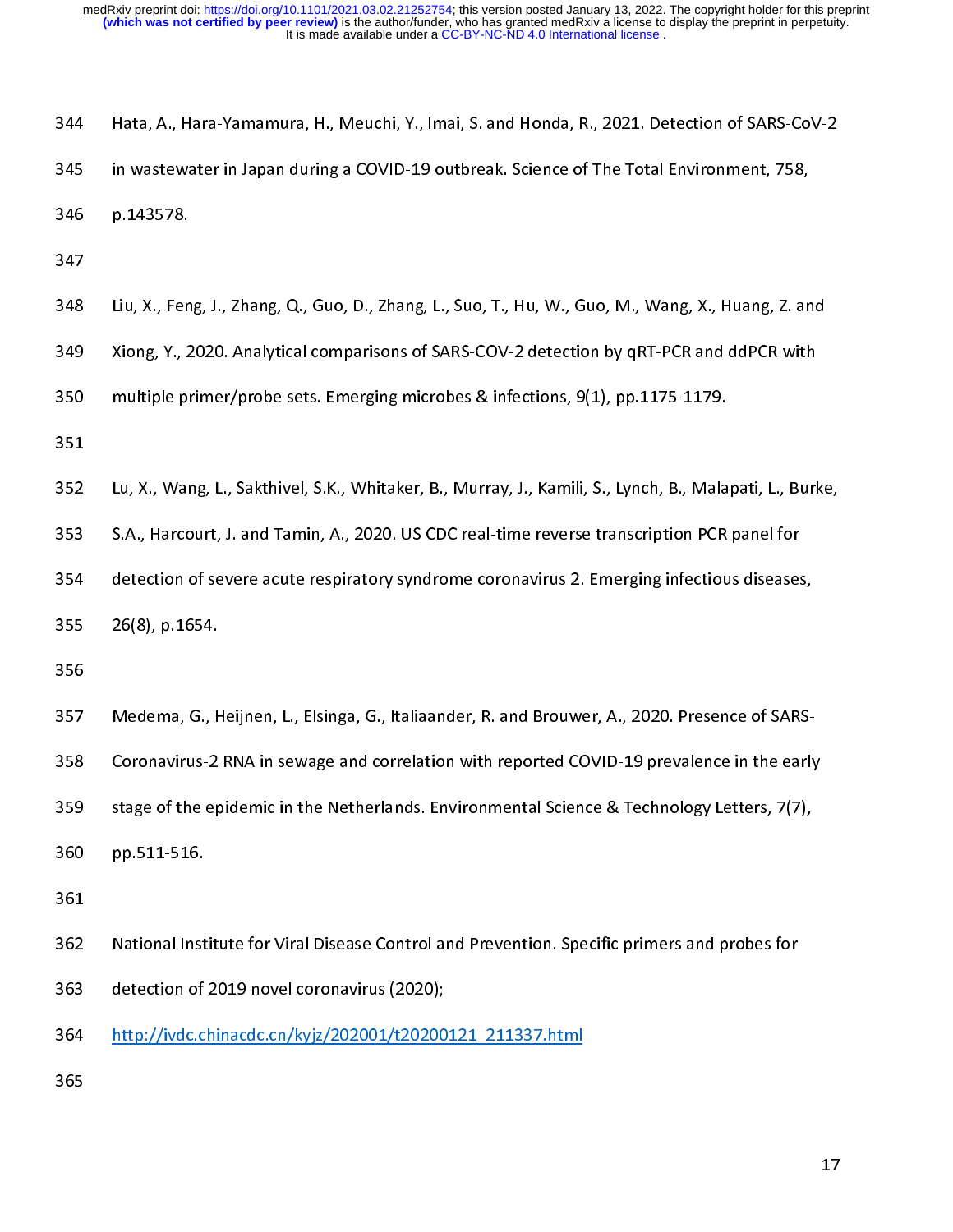Hata, A., Hara-Yamamura, H., Meuchi, Y., Imai, S. and Honda, R., 2021. Detection of SARS-CoV-2 in wastewater in Japan during a COVID-19 outbreak. Science of The Total Environment, 758, p.143578.

Liu, X., Feng, J., Zhang, Q., Guo, D., Zhang, L., Suo, T., Hu, W., Guo, M., Wang, X., Huang, Z. and Xiong, Y., 2020. Analytical comparisons of SARS-COV-2 detection by qRT-PCR and ddPCR with multiple primer/probe sets. Emerging microbes & infections, 9(1), pp.1175-1179.

Lu, X., Wang, L., Sakthivel, S.K., Whitaker, B., Murray, J., Kamili, S., Lynch, B., Malapati, L., Burke, S.A., Harcourt, J. and Tamin, A., 2020. US CDC real-time reverse transcription PCR panel for detection of severe acute respiratory syndrome coronavirus 2. Emerging infectious diseases, 26(8), p.1654.

Medema, G., Heijnen, L., Elsinga, G., Italiaander, R. and Brouwer, A., 2020. Presence of SARS-Coronavirus-2 RNA in sewage and correlation with reported COVID-19 prevalence in the early stage of the epidemic in the Netherlands. Environmental Science & Technology Letters, 7(7), pp.511-516.

National Institute for Viral Disease Control and Prevention. Specific primers and probes for detection of 2019 novel coronavirus (2020); http://ivdc.chinacdc.cn/kyjz/202001/t20200121_211337.html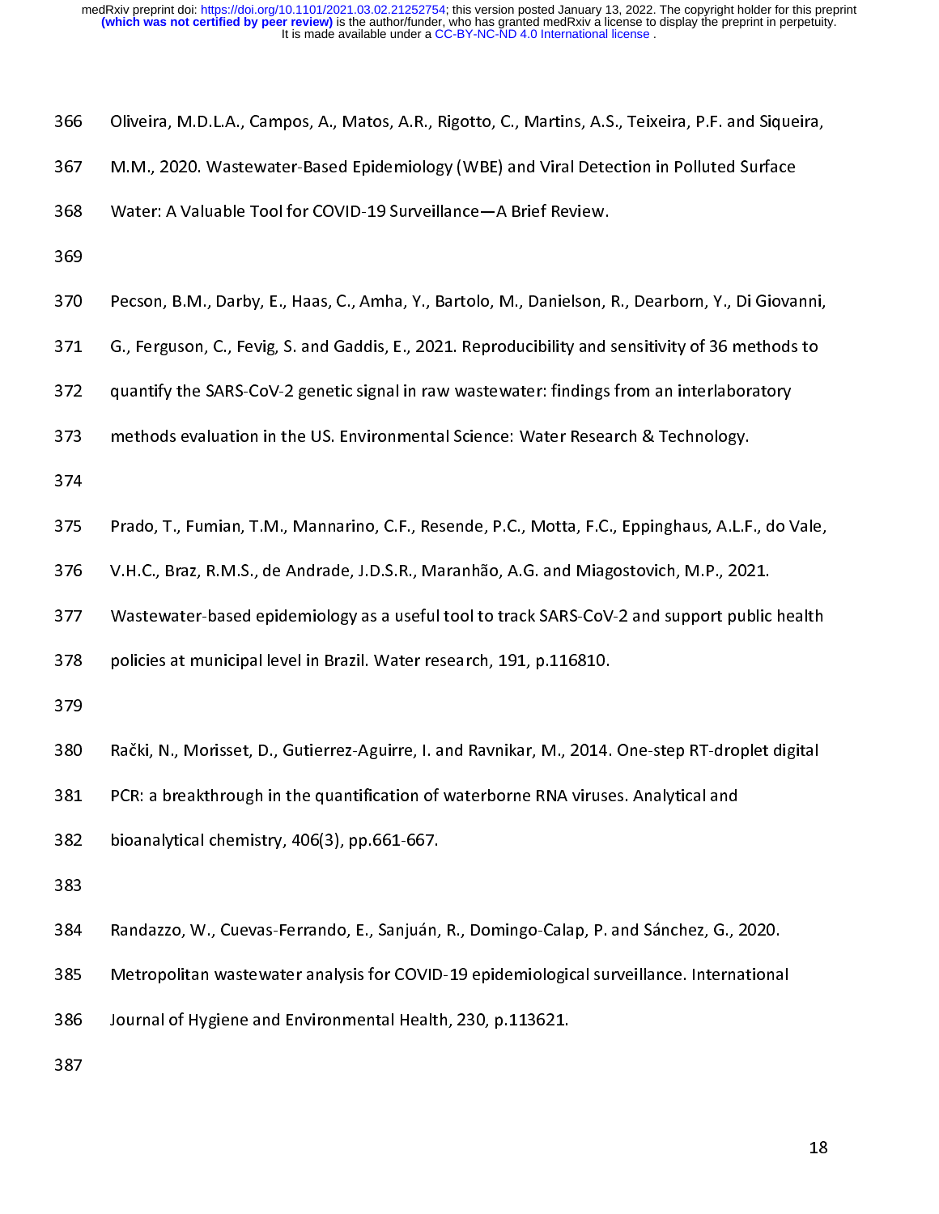Oliveira, M.D.L.A., Campos, A., Matos, A.R., Rigotto, C., Martins, A.S., Teixeira, P.F. and Siqueira, M.M., 2020. Wastewater-Based Epidemiology (WBE) and Viral Detection in Polluted Surface Water: A Valuable Tool for COVID-19 Surveillance—A Brief Review.

Pecson, B.M., Darby, E., Haas, C., Amha, Y., Bartolo, M., Danielson, R., Dearborn, Y., Di Giovanni, G., Ferguson, C., Fevig, S. and Gaddis, E., 2021. Reproducibility and sensitivity of 36 methods to quantify the SARS-CoV-2 genetic signal in raw wastewater: findings from an interlaboratory methods evaluation in the US. Environmental Science: Water Research & Technology.

Prado, T., Fumian, T.M., Mannarino, C.F., Resende, P.C., Motta, F.C., Eppinghaus, A.L.F., do Vale, V.H.C., Braz, R.M.S., de Andrade, J.D.S.R., Maranhão, A.G. and Miagostovich, M.P., 2021. Wastewater-based epidemiology as a useful tool to track SARS-CoV-2 and support public health policies at municipal level in Brazil. Water research, 191, p.116810.

Rački, N., Morisset, D., Gutierrez-Aguirre, I. and Ravnikar, M., 2014. One-step RT-droplet digital PCR: a breakthrough in the quantification of waterborne RNA viruses. Analytical and bioanalytical chemistry, 406(3), pp.661-667.

Randazzo, W., Cuevas-Ferrando, E., Sanjuán, R., Domingo-Calap, P. and Sánchez, G., 2020. Metropolitan wastewater analysis for COVID-19 epidemiological surveillance. International Journal of Hygiene and Environmental Health, 230, p.113621.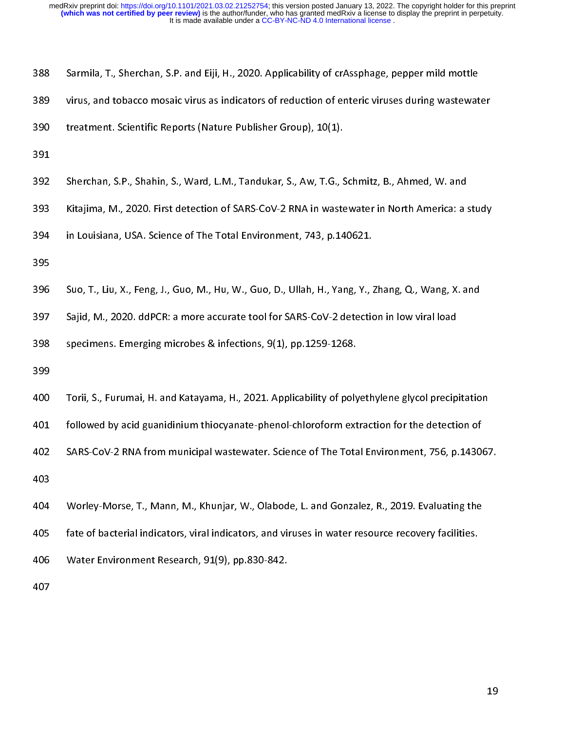Sarmila, T., Sherchan, S.P. and Eiji, H., 2020. Applicability of crAssphage, pepper mild mottle virus, and tobacco mosaic virus as indicators of reduction of enteric viruses during wastewater treatment. Scientific Reports (Nature Publisher Group), 10(1).

Sherchan, S.P., Shahin, S., Ward, L.M., Tandukar, S., Aw, T.G., Schmitz, B., Ahmed, W. and Kitajima, M., 2020. First detection of SARS-CoV-2 RNA in wastewater in North America: a study in Louisiana, USA. Science of The Total Environment, 743, p.140621.

Suo, T., Liu, X., Feng, J., Guo, M., Hu, W., Guo, D., Ullah, H., Yang, Y., Zhang, Q., Wang, X. and Sajid, M., 2020. ddPCR: a more accurate tool for SARS-CoV-2 detection in low viral load specimens. Emerging microbes & infections, 9(1), pp.1259-1268.

Torii, S., Furumai, H. and Katayama, H., 2021. Applicability of polyethylene glycol precipitation followed by acid guanidinium thiocyanate-phenol-chloroform extraction for the detection of SARS-CoV-2 RNA from municipal wastewater. Science of The Total Environment, 756, p.143067.

Worley-Morse, T., Mann, M., Khunjar, W., Olabode, L. and Gonzalez, R., 2019. Evaluating the fate of bacterial indicators, viral indicators, and viruses in water resource recovery facilities. Water Environment Research, 91(9), pp.830-842.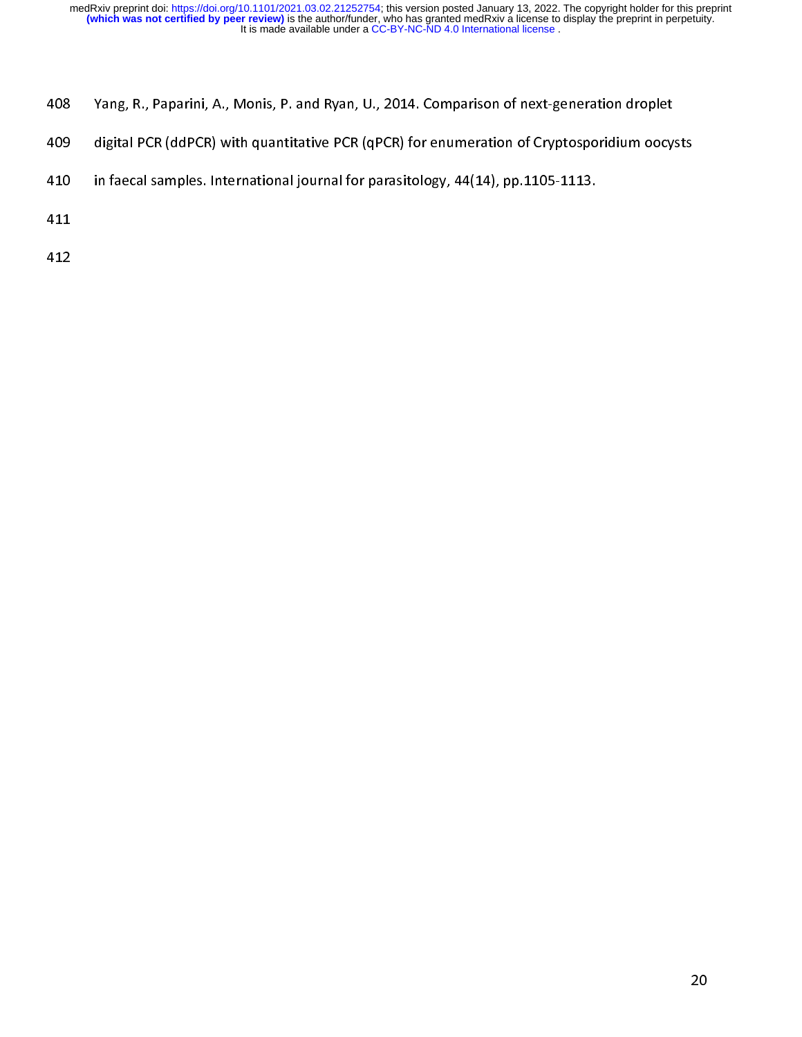Yang, R., Paparini, A., Monis, P. and Ryan, U., 2014. Comparison of next-generation droplet digital PCR (ddPCR) with quantitative PCR (qPCR) for enumeration of Cryptosporidium oocysts in faecal samples. International journal for parasitology, 44(14), pp.1105-1113.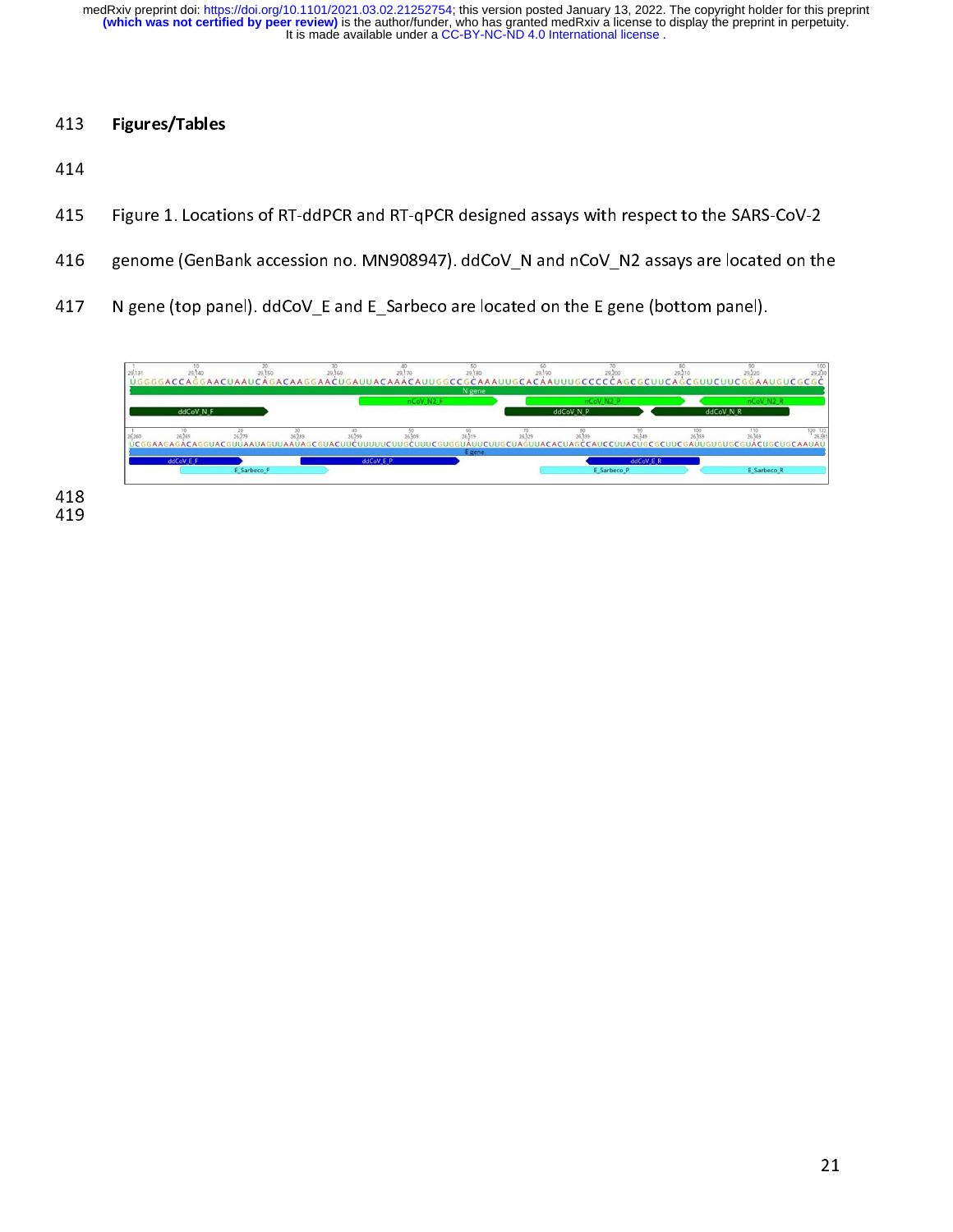## Figures/Tables

Figure 1. Locations of RT-ddPCR and RT-qPCR designed assays with respect to the SARS-CoV-2 genome (GenBank accession no. MN908947). ddCoV_N and nCoV_N2 assays are located on the N gene (top panel). ddCoV_E and E_Sarbeco are located on the E gene (bottom panel).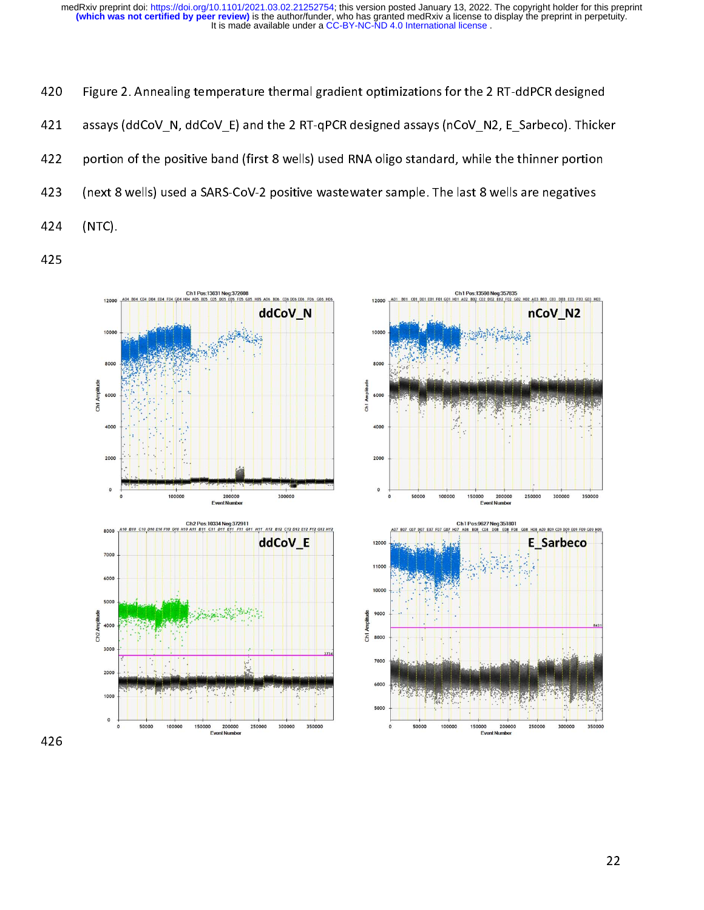Figure 2. Annealing temperature thermal gradient optimizations for the 2 RT-ddPCR designed assays (ddCoV_N, ddCoV_E) and the 2 RT-qPCR designed assays (nCoV_N2, E_Sarbeco). Thicker portion of the positive band (first 8 wells) used RNA oligo standard, while the thinner portion (next 8 wells) used a SARS-CoV-2 positive wastewater sample. The last 8 wells are negatives (NTC).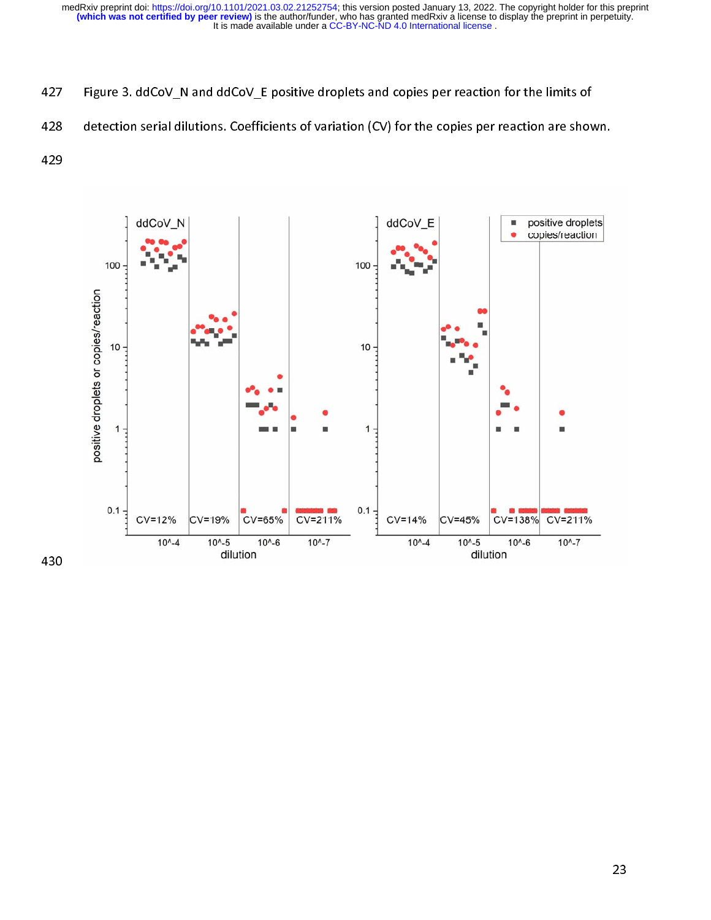Figure 3. ddCoV_N and ddCoV_E positive droplets and copies per reaction for the limits of detection serial dilutions. Coefficients of variation (CV) for the copies per reaction are shown.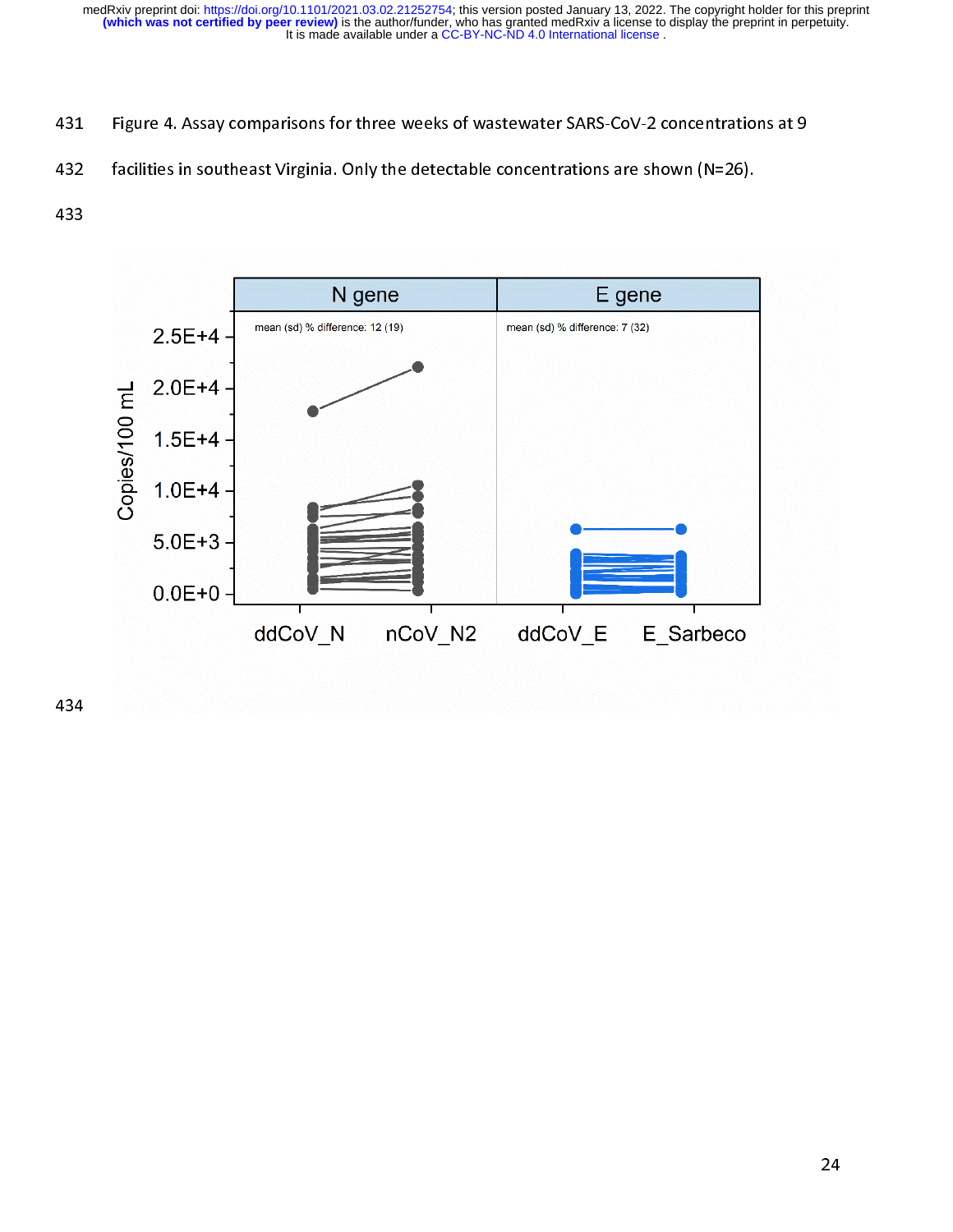Figure 4. Assay comparisons for three weeks of wastewater SARS-CoV-2 concentrations at 9 facilities in southeast Virginia. Only the detectable concentrations are shown (N=26).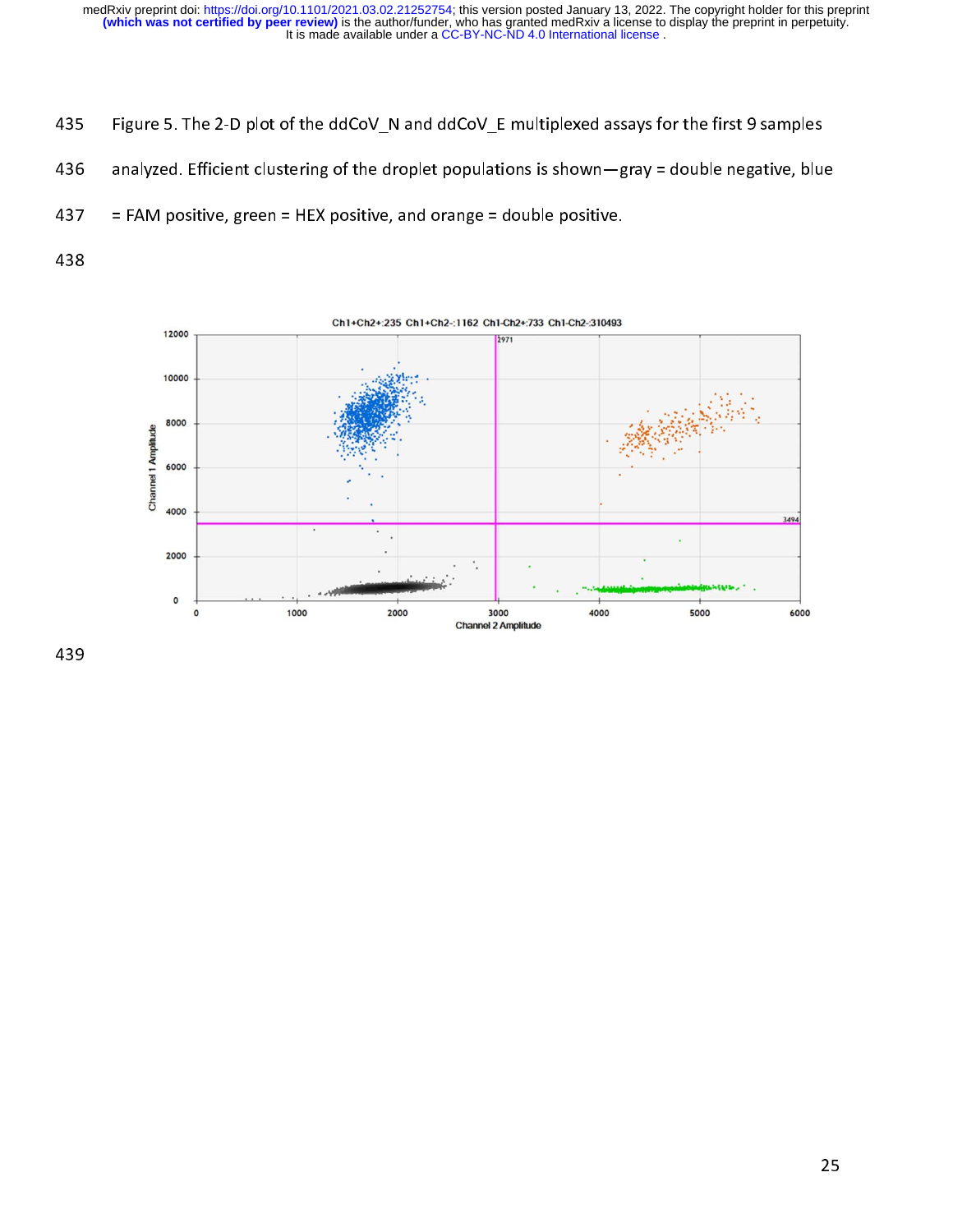Figure 5. The 2-D plot of the ddCoV_N and ddCoV_E multiplexed assays for the first 9 samples analyzed. Efficient clustering of the droplet populations is shown—gray = double negative, blue = FAM positive, green = HEX positive, and orange = double positive.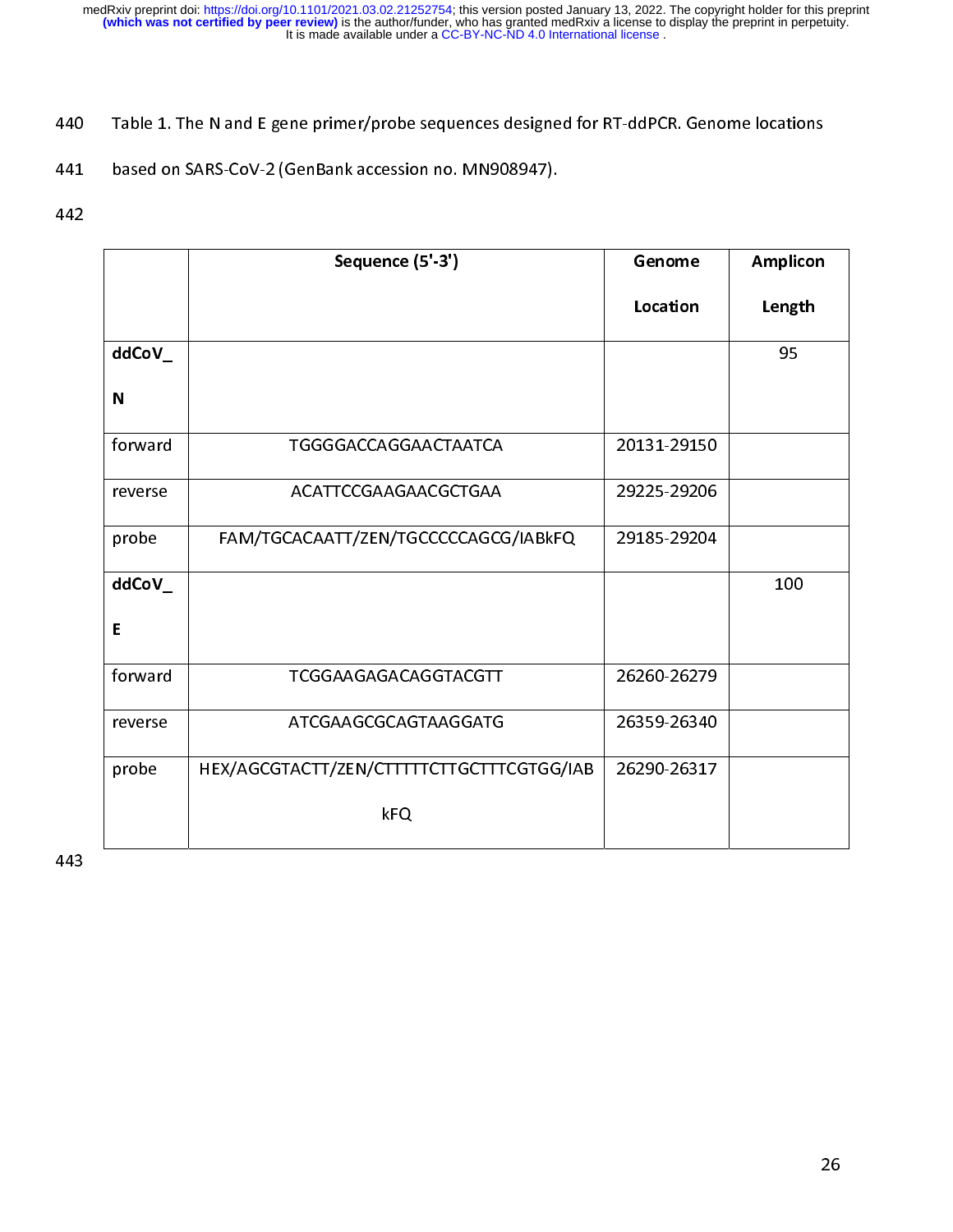Table 1. The N and E gene primer/probe sequences designed for RT-ddPCR. Genome locations based on SARS-CoV-2 (GenBank accession no. MN908947).

| | Sequence (5'-3') | Genome Location | Amplicon Length |
|---|---|---|---|
| **ddCoV_N** | | | 95 |
| forward | TGGGGACCAGGAACTAATCA | 20131-29150 | |
| reverse | ACATTCCGAAGAACGCTGAA | 29225-29206 | |
| probe | FAM/TGCACAATT/ZEN/TGCCCCCAGCG/IABkFQ | 29185-29204 | |
| **ddCoV_E** | | | 100 |
| forward | TCGGAAGAGACAGGTACGTT | 26260-26279 | |
| reverse | ATCGAAGCGCAGTAAGGATG | 26359-26340 | |
| probe | HEX/AGCGTACTT/ZEN/CTTTTTCTTGCTTTCGTGG/IABkFQ | 26290-26317 | |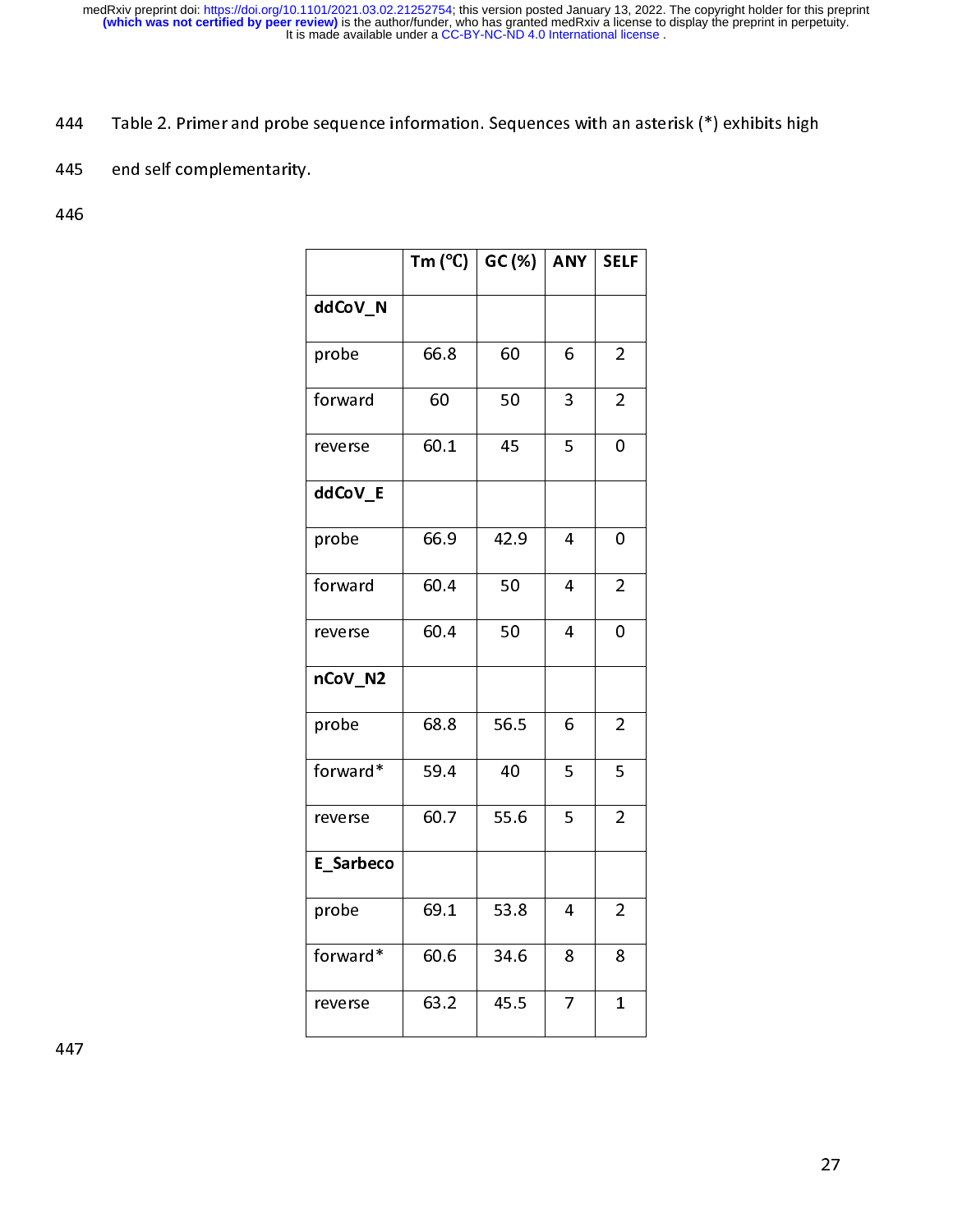Table 2. Primer and probe sequence information. Sequences with an asterisk (*) exhibits high end self complementarity.

| | Tm (℃) | GC (%) | ANY | SELF |
|---|---|---|---|---|
| **ddCoV_N** | | | | |
| probe | 66.8 | 60 | 6 | 2 |
| forward | 60 | 50 | 3 | 2 |
| reverse | 60.1 | 45 | 5 | 0 |
| **ddCoV_E** | | | | |
| probe | 66.9 | 42.9 | 4 | 0 |
| forward | 60.4 | 50 | 4 | 2 |
| reverse | 60.4 | 50 | 4 | 0 |
| **nCoV_N2** | | | | |
| probe | 68.8 | 56.5 | 6 | 2 |
| forward* | 59.4 | 40 | 5 | 5 |
| reverse | 60.7 | 55.6 | 5 | 2 |
| **E_Sarbeco** | | | | |
| probe | 69.1 | 53.8 | 4 | 2 |
| forward* | 60.6 | 34.6 | 8 | 8 |
| reverse | 63.2 | 45.5 | 7 | 1 |